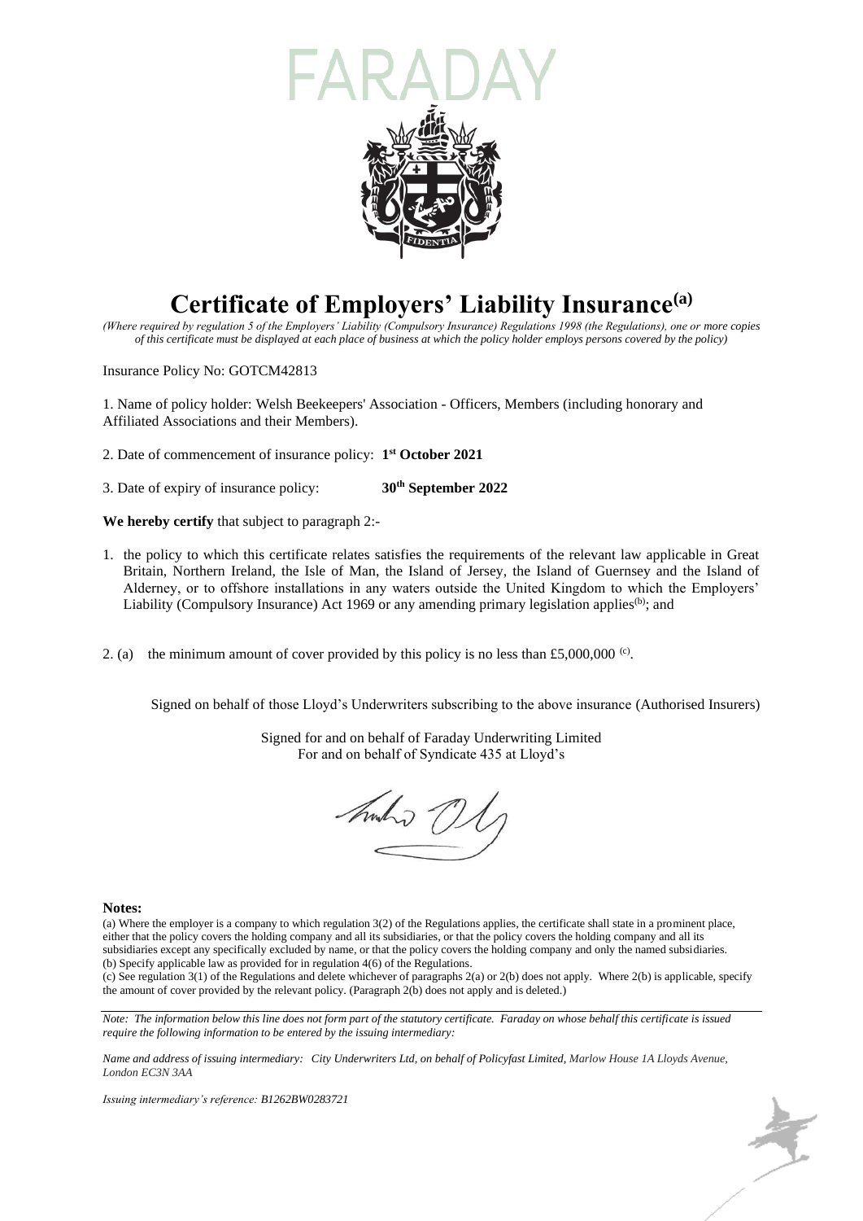FARADAY

# Certificate of Employers' Liability Insurance[a]

*(Where required by regulation 5 of the Employers' Liability (Compulsory Insurance) Regulations 1998 (the Regulations), one or more copies of this certificate must be displayed at each place of business at which the policy holder employs persons covered by the policy)*

Insurance Policy No: GOTCM42813

1. Name of policy holder: Welsh Beekeepers' Association - Officers, Members (including honorary and Affiliated Associations and their Members).

2. Date of commencement of insurance policy: **1st October 2021**

3. Date of expiry of insurance policy: **30th September 2022**

**We hereby certify** that subject to paragraph 2:-

1. the policy to which this certificate relates satisfies the requirements of the relevant law applicable in Great Britain, Northern Ireland, the Isle of Man, the Island of Jersey, the Island of Guernsey and the Island of Alderney, or to offshore installations in any waters outside the United Kingdom to which the Employers' Liability (Compulsory Insurance) Act 1969 or any amending primary legislation applies[b]; and

2. (a) the minimum amount of cover provided by this policy is no less than £5,000,000 [c].

Signed on behalf of those Lloyd's Underwriters subscribing to the above insurance (Authorised Insurers)

Signed for and on behalf of Faraday Underwriting Limited
For and on behalf of Syndicate 435 at Lloyd's

**Notes:**

(a) Where the employer is a company to which regulation 3(2) of the Regulations applies, the certificate shall state in a prominent place, either that the policy covers the holding company and all its subsidiaries, or that the policy covers the holding company and all its subsidiaries except any specifically excluded by name, or that the policy covers the holding company and only the named subsidiaries.
(b) Specify applicable law as provided for in regulation 4(6) of the Regulations.
(c) See regulation 3(1) of the Regulations and delete whichever of paragraphs 2(a) or 2(b) does not apply. Where 2(b) is applicable, specify the amount of cover provided by the relevant policy. (Paragraph 2(b) does not apply and is deleted.)

---

*Note: The information below this line does not form part of the statutory certificate. Faraday on whose behalf this certificate is issued require the following information to be entered by the issuing intermediary:*

*Name and address of issuing intermediary: City Underwriters Ltd, on behalf of Policyfast Limited, Marlow House 1A Lloyds Avenue, London EC3N 3AA*

*Issuing intermediary's reference: B1262BW0283721*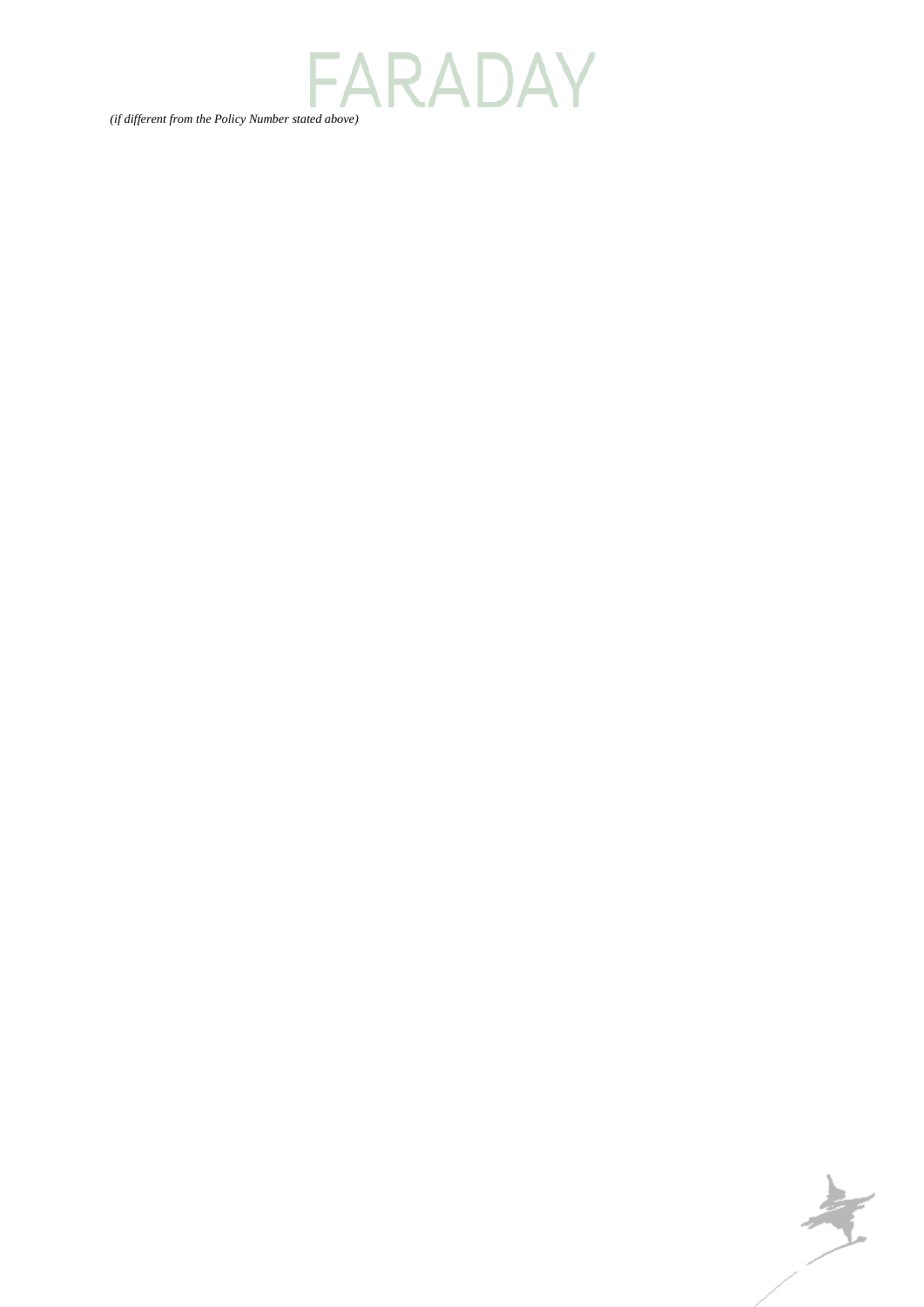*(if different from the Policy Number stated above)*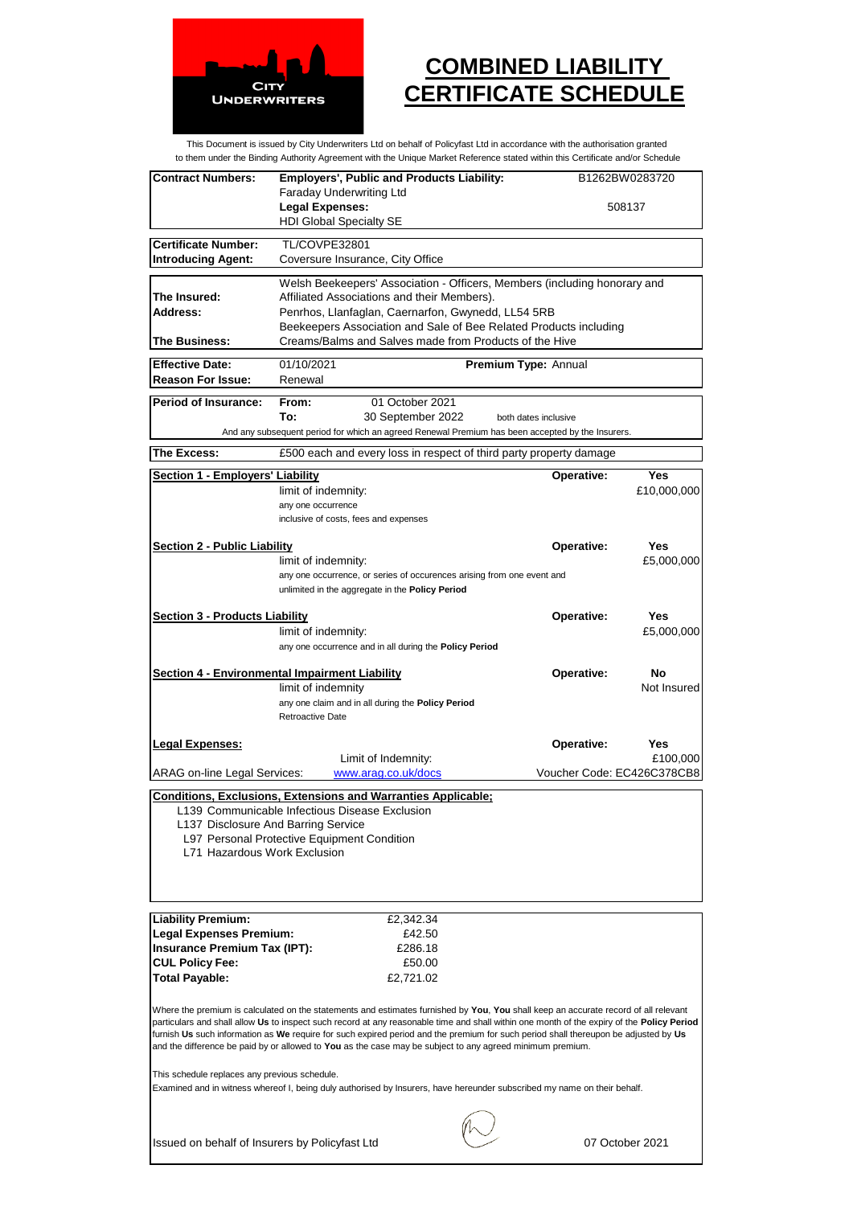# COMBINED LIABILITY CERTIFICATE SCHEDULE

This Document is issued by City Underwriters Ltd on behalf of Policyfast Ltd in accordance with the authorisation granted to them under the Binding Authority Agreement with the Unique Market Reference stated within this Certificate and/or Schedule

| | | |
|---|---|---|
| **Contract Numbers:** | **Employers', Public and Products Liability:** Faraday Underwriting Ltd | B1262BW0283720 |
| | **Legal Expenses:** HDI Global Specialty SE | 508137 |

| | |
|---|---|
| **Certificate Number:** | TL/COVPE32801 |
| **Introducing Agent:** | Coversure Insurance, City Office |

| | |
|---|---|
| **The Insured:** | Welsh Beekeepers' Association - Officers, Members (including honorary and Affiliated Associations and their Members). |
| **Address:** | Penrhos, Llanfaglan, Caernarfon, Gwynedd, LL54 5RB |
| **The Business:** | Beekeepers Association and Sale of Bee Related Products including Creams/Balms and Salves made from Products of the Hive |

| | | |
|---|---|---|
| **Effective Date:** | 01/10/2021 | **Premium Type:** Annual |
| **Reason For Issue:** | Renewal | |

**Period of Insurance:** **From:** 01 October 2021 **To:** 30 September 2022 both dates inclusive

And any subsequent period for which an agreed Renewal Premium has been accepted by the Insurers.

**The Excess:** £500 each and every loss in respect of third party property damage

| | | **Operative:** | |
|---|---|---|---|
| **Section 1 - Employers' Liability** | limit of indemnity: any one occurrence inclusive of costs, fees and expenses | **Yes** | £10,000,000 |
| **Section 2 - Public Liability** | limit of indemnity: any one occurrence, or series of occurences arising from one event and unlimited in the aggregate in the **Policy Period** | **Yes** | £5,000,000 |
| **Section 3 - Products Liability** | limit of indemnity: any one occurrence and in all during the **Policy Period** | **Yes** | £5,000,000 |
| **Section 4 - Environmental Impairment Liability** | limit of indemnity any one claim and in all during the **Policy Period** Retroactive Date | **No** | Not Insured |
| **Legal Expenses:** | Limit of Indemnity: | **Yes** | £100,000 |

ARAG on-line Legal Services: www.arag.co.uk/docs Voucher Code: EC426C378CB8

**Conditions, Exclusions, Extensions and Warranties Applicable;**

- L139 Communicable Infectious Disease Exclusion
- L137 Disclosure And Barring Service
- L97 Personal Protective Equipment Condition
- L71 Hazardous Work Exclusion

| | |
|---|---|
| **Liability Premium:** | £2,342.34 |
| **Legal Expenses Premium:** | £42.50 |
| **Insurance Premium Tax (IPT):** | £286.18 |
| **CUL Policy Fee:** | £50.00 |
| **Total Payable:** | £2,721.02 |

Where the premium is calculated on the statements and estimates furnished by **You**, **You** shall keep an accurate record of all relevant particulars and shall allow **Us** to inspect such record at any reasonable time and shall within one month of the expiry of the **Policy Period** furnish **Us** such information as **We** require for such expired period and the premium for such period shall thereupon be adjusted by **Us** and the difference be paid by or allowed to **You** as the case may be subject to any agreed minimum premium.

This schedule replaces any previous schedule.

Examined and in witness whereof I, being duly authorised by Insurers, have hereunder subscribed my name on their behalf.

Issued on behalf of Insurers by Policyfast Ltd 07 October 2021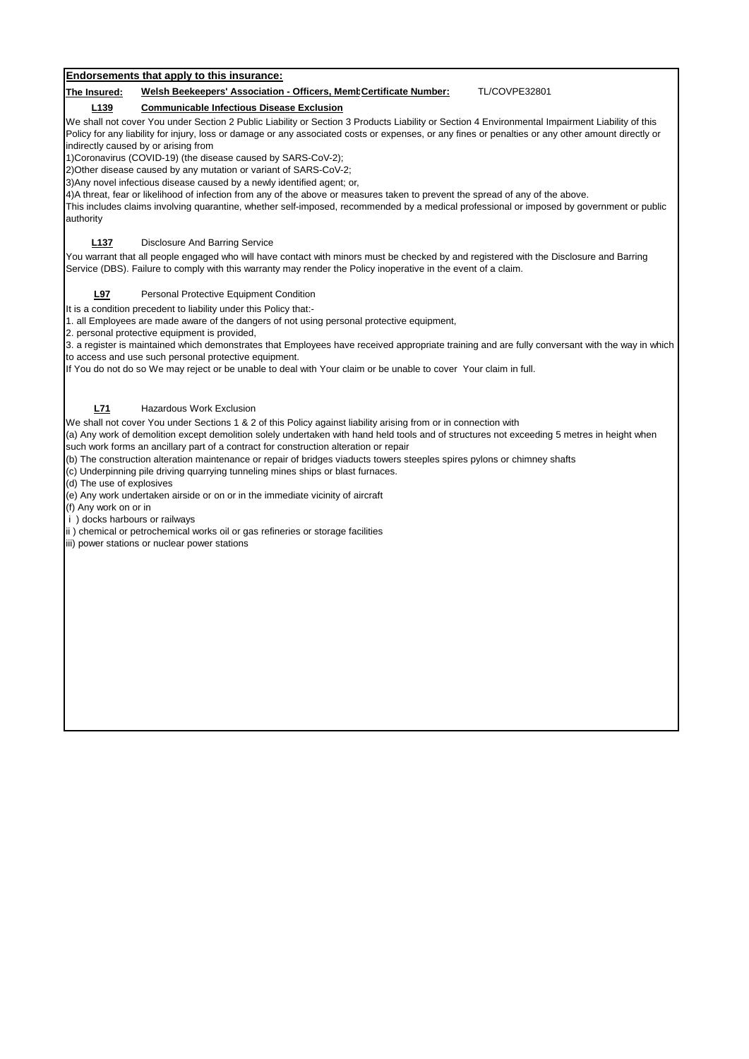**Endorsements that apply to this insurance:**

**The Insured:** **Welsh Beekeepers' Association - Officers, Meml** **Certificate Number:** TL/COVPE32801

**L139** **Communicable Infectious Disease Exclusion**

We shall not cover You under Section 2 Public Liability or Section 3 Products Liability or Section 4 Environmental Impairment Liability of this Policy for any liability for injury, loss or damage or any associated costs or expenses, or any fines or penalties or any other amount directly or indirectly caused by or arising from

1)Coronavirus (COVID-19) (the disease caused by SARS-CoV-2);
2)Other disease caused by any mutation or variant of SARS-CoV-2;
3)Any novel infectious disease caused by a newly identified agent; or,
4)A threat, fear or likelihood of infection from any of the above or measures taken to prevent the spread of any of the above.

This includes claims involving quarantine, whether self-imposed, recommended by a medical professional or imposed by government or public authority

**L137** Disclosure And Barring Service

You warrant that all people engaged who will have contact with minors must be checked by and registered with the Disclosure and Barring Service (DBS). Failure to comply with this warranty may render the Policy inoperative in the event of a claim.

**L97** Personal Protective Equipment Condition

It is a condition precedent to liability under this Policy that:-

1. all Employees are made aware of the dangers of not using personal protective equipment,
2. personal protective equipment is provided,
3. a register is maintained which demonstrates that Employees have received appropriate training and are fully conversant with the way in which to access and use such personal protective equipment.

If You do not do so We may reject or be unable to deal with Your claim or be unable to cover Your claim in full.

**L71** Hazardous Work Exclusion

We shall not cover You under Sections 1 & 2 of this Policy against liability arising from or in connection with

(a) Any work of demolition except demolition solely undertaken with hand held tools and of structures not exceeding 5 metres in height when such work forms an ancillary part of a contract for construction alteration or repair
(b) The construction alteration maintenance or repair of bridges viaducts towers steeples spires pylons or chimney shafts
(c) Underpinning pile driving quarrying tunneling mines ships or blast furnaces.
(d) The use of explosives
(e) Any work undertaken airside or on or in the immediate vicinity of aircraft
(f) Any work on or in
i ) docks harbours or railways
ii ) chemical or petrochemical works oil or gas refineries or storage facilities
iii) power stations or nuclear power stations